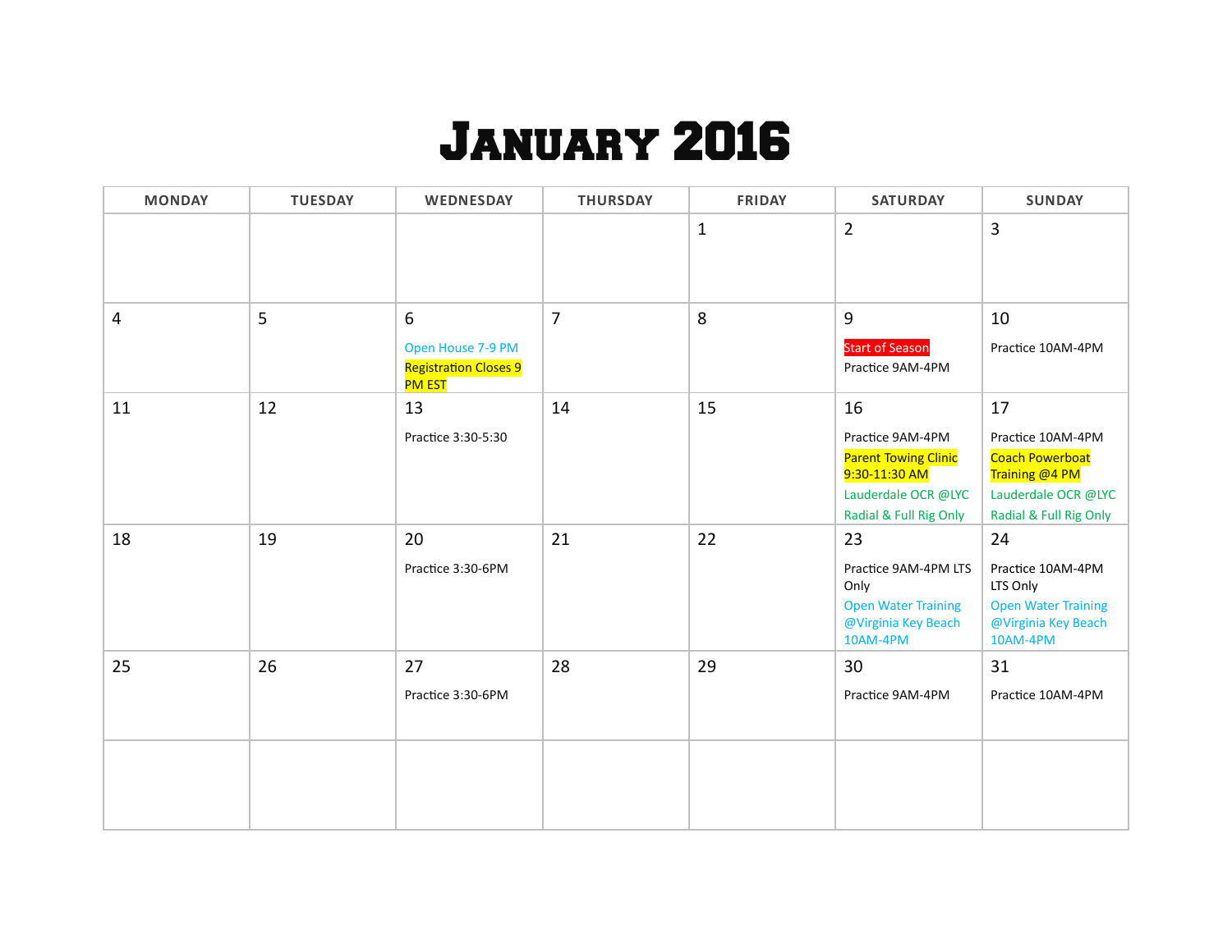# January 2016

| MONDAY | TUESDAY | WEDNESDAY | THURSDAY | FRIDAY | SATURDAY | SUNDAY |
|---|---|---|---|---|---|---|
| | | | | 1 | 2 | 3 |
| 4 | 5 | 6<br>Open House 7-9 PM<br>Registration Closes 9 PM EST | 7 | 8 | 9<br>Start of Season<br>Practice 9AM-4PM | 10<br>Practice 10AM-4PM |
| 11 | 12 | 13<br>Practice 3:30-5:30 | 14 | 15 | 16<br>Practice 9AM-4PM<br>Parent Towing Clinic 9:30-11:30 AM<br>Lauderdale OCR @LYC Radial & Full Rig Only | 17<br>Practice 10AM-4PM<br>Coach Powerboat Training @4 PM<br>Lauderdale OCR @LYC Radial & Full Rig Only |
| 18 | 19 | 20<br>Practice 3:30-6PM | 21 | 22 | 23<br>Practice 9AM-4PM LTS Only<br>Open Water Training @Virginia Key Beach 10AM-4PM | 24<br>Practice 10AM-4PM LTS Only<br>Open Water Training @Virginia Key Beach 10AM-4PM |
| 25 | 26 | 27<br>Practice 3:30-6PM | 28 | 29 | 30<br>Practice 9AM-4PM | 31<br>Practice 10AM-4PM |
| | | | | | | |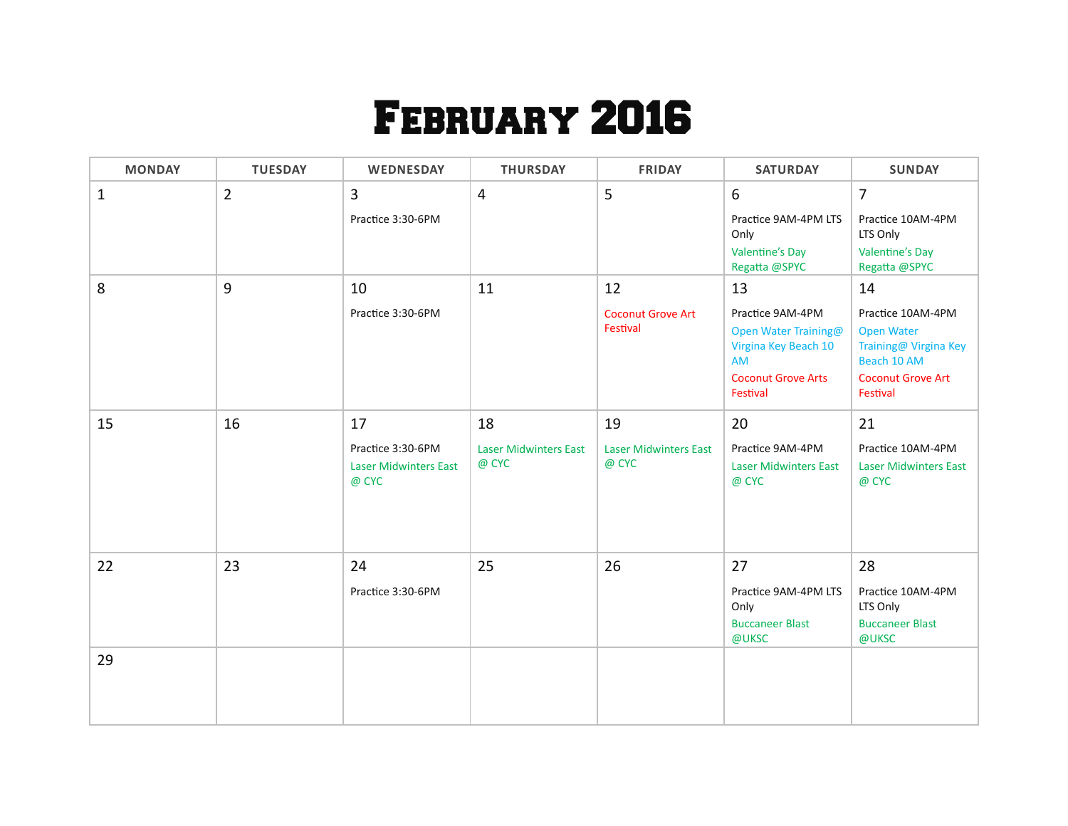# February 2016

| MONDAY | TUESDAY | WEDNESDAY | THURSDAY | FRIDAY | SATURDAY | SUNDAY |
|---|---|---|---|---|---|---|
| 1 | 2 | 3<br>Practice 3:30-6PM | 4 | 5 | 6<br>Practice 9AM-4PM LTS Only<br>Valentine's Day Regatta @SPYC | 7<br>Practice 10AM-4PM LTS Only<br>Valentine's Day Regatta @SPYC |
| 8 | 9 | 10<br>Practice 3:30-6PM | 11 | 12<br>Coconut Grove Art Festival | 13<br>Practice 9AM-4PM<br>Open Water Training@ Virgina Key Beach 10 AM<br>Coconut Grove Arts Festival | 14<br>Practice 10AM-4PM<br>Open Water Training@ Virgina Key Beach 10 AM<br>Coconut Grove Art Festival |
| 15 | 16 | 17<br>Practice 3:30-6PM<br>Laser Midwinters East @ CYC | 18<br>Laser Midwinters East @ CYC | 19<br>Laser Midwinters East @ CYC | 20<br>Practice 9AM-4PM<br>Laser Midwinters East @ CYC | 21<br>Practice 10AM-4PM<br>Laser Midwinters East @ CYC |
| 22 | 23 | 24<br>Practice 3:30-6PM | 25 | 26 | 27<br>Practice 9AM-4PM LTS Only<br>Buccaneer Blast @UKSC | 28<br>Practice 10AM-4PM LTS Only<br>Buccaneer Blast @UKSC |
| 29 | | | | | | |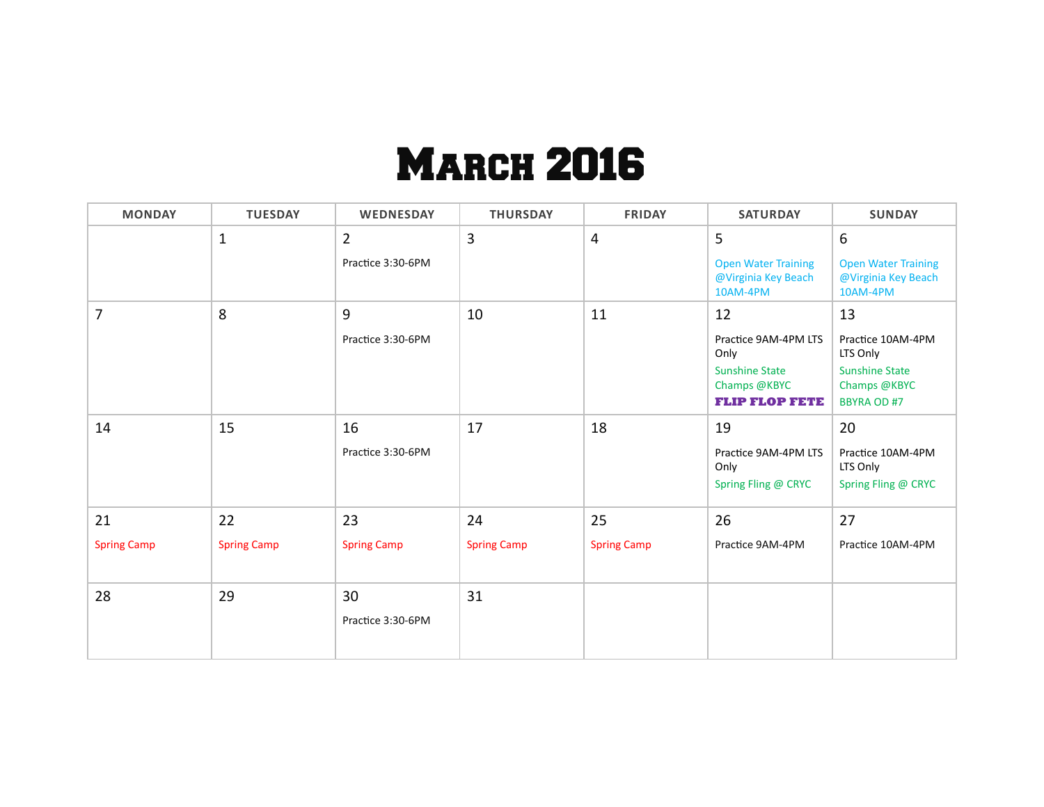# MARCH 2016

| MONDAY | TUESDAY | WEDNESDAY | THURSDAY | FRIDAY | SATURDAY | SUNDAY |
|---|---|---|---|---|---|---|
| | 1 | 2<br>Practice 3:30-6PM | 3 | 4 | 5<br>Open Water Training @Virginia Key Beach 10AM-4PM | 6<br>Open Water Training @Virginia Key Beach 10AM-4PM |
| 7 | 8 | 9<br>Practice 3:30-6PM | 10 | 11 | 12<br>Practice 9AM-4PM LTS Only<br>Sunshine State Champs @KBYC<br>**FLIP FLOP FETE** | 13<br>Practice 10AM-4PM LTS Only<br>Sunshine State Champs @KBYC<br>BBYRA OD #7 |
| 14 | 15 | 16<br>Practice 3:30-6PM | 17 | 18 | 19<br>Practice 9AM-4PM LTS Only<br>Spring Fling @ CRYC | 20<br>Practice 10AM-4PM LTS Only<br>Spring Fling @ CRYC |
| 21<br>Spring Camp | 22<br>Spring Camp | 23<br>Spring Camp | 24<br>Spring Camp | 25<br>Spring Camp | 26<br>Practice 9AM-4PM | 27<br>Practice 10AM-4PM |
| 28 | 29 | 30<br>Practice 3:30-6PM | 31 | | | |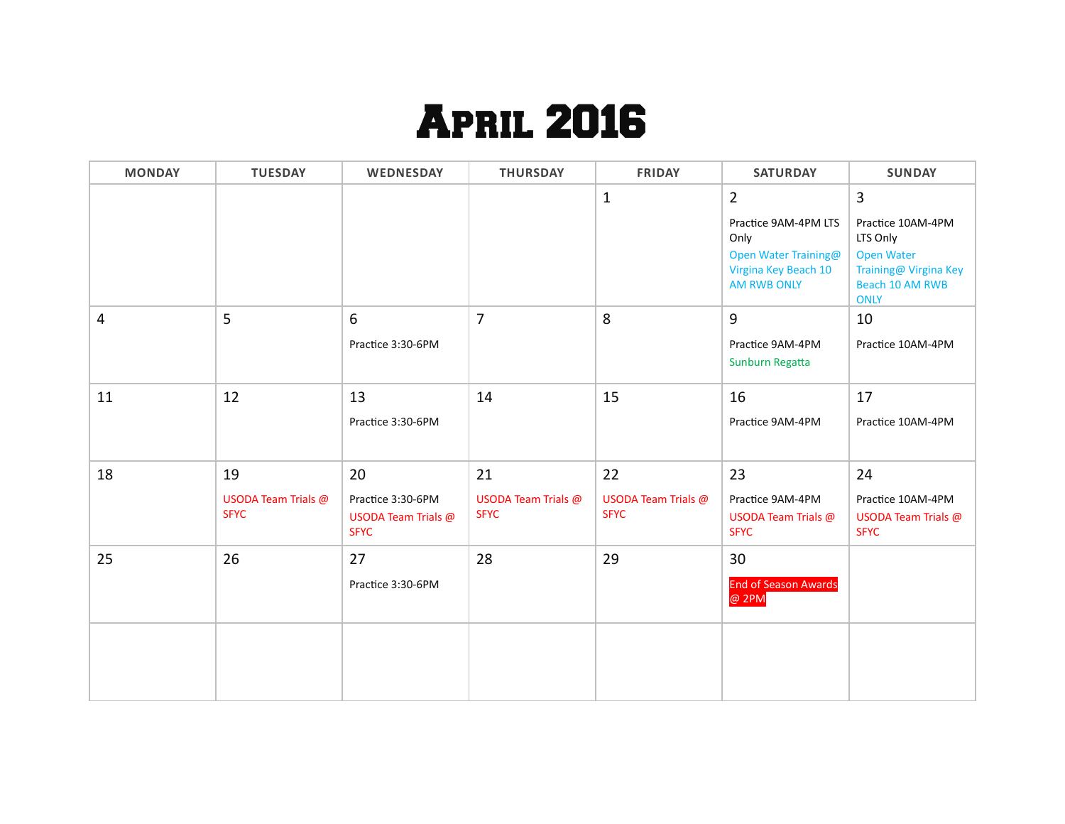# April 2016

| MONDAY | TUESDAY | WEDNESDAY | THURSDAY | FRIDAY | SATURDAY | SUNDAY |
|---|---|---|---|---|---|---|
| | | | | 1 | 2<br>Practice 9AM-4PM LTS Only<br>Open Water Training@ Virgina Key Beach 10 AM RWB ONLY | 3<br>Practice 10AM-4PM LTS Only<br>Open Water Training@ Virgina Key Beach 10 AM RWB ONLY |
| 4 | 5 | 6<br>Practice 3:30-6PM | 7 | 8 | 9<br>Practice 9AM-4PM<br>Sunburn Regatta | 10<br>Practice 10AM-4PM |
| 11 | 12 | 13<br>Practice 3:30-6PM | 14 | 15 | 16<br>Practice 9AM-4PM | 17<br>Practice 10AM-4PM |
| 18 | 19<br>USODA Team Trials @ SFYC | 20<br>Practice 3:30-6PM<br>USODA Team Trials @ SFYC | 21<br>USODA Team Trials @ SFYC | 22<br>USODA Team Trials @ SFYC | 23<br>Practice 9AM-4PM<br>USODA Team Trials @ SFYC | 24<br>Practice 10AM-4PM<br>USODA Team Trials @ SFYC |
| 25 | 26 | 27<br>Practice 3:30-6PM | 28 | 29 | 30<br>End of Season Awards @ 2PM | |
| | | | | | | |